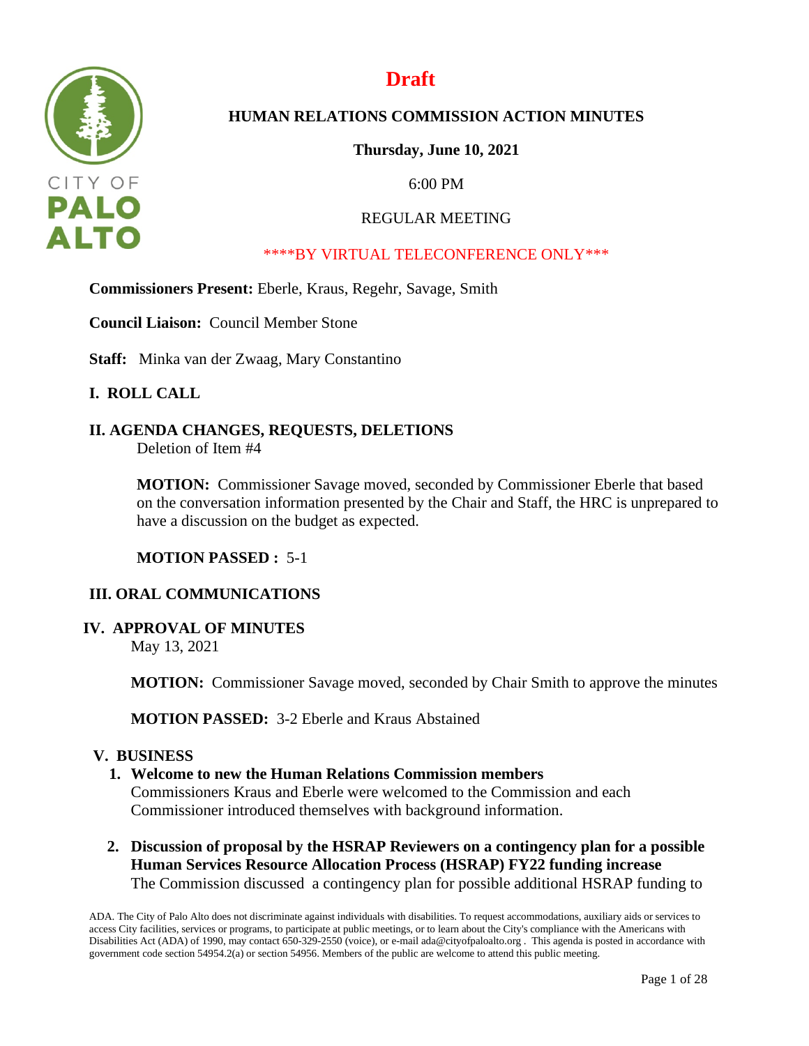# Draft

## HUMAN RELATIONS COMMISSION ACTION MINUTES

**Thursday, June 10, 2021**

6:00 PM

REGULAR MEETING

****BY VIRTUAL TELECONFERENCE ONLY***

**Commissioners Present:** Eberle, Kraus, Regehr, Savage, Smith

**Council Liaison:** Council Member Stone

**Staff:** Minka van der Zwaag, Mary Constantino

### I. ROLL CALL

### II. AGENDA CHANGES, REQUESTS, DELETIONS

Deletion of Item #4

**MOTION:** Commissioner Savage moved, seconded by Commissioner Eberle that based on the conversation information presented by the Chair and Staff, the HRC is unprepared to have a discussion on the budget as expected.

**MOTION PASSED :** 5-1

### III. ORAL COMMUNICATIONS

### IV. APPROVAL OF MINUTES

May 13, 2021

**MOTION:** Commissioner Savage moved, seconded by Chair Smith to approve the minutes

**MOTION PASSED:** 3-2 Eberle and Kraus Abstained

### V. BUSINESS

1. **Welcome to new the Human Relations Commission members**
   Commissioners Kraus and Eberle were welcomed to the Commission and each Commissioner introduced themselves with background information.

2. **Discussion of proposal by the HSRAP Reviewers on a contingency plan for a possible Human Services Resource Allocation Process (HSRAP) FY22 funding increase**
   The Commission discussed a contingency plan for possible additional HSRAP funding to

ADA. The City of Palo Alto does not discriminate against individuals with disabilities. To request accommodations, auxiliary aids or services to access City facilities, services or programs, to participate at public meetings, or to learn about the City's compliance with the Americans with Disabilities Act (ADA) of 1990, may contact 650-329-2550 (voice), or e-mail ada@cityofpaloalto.org . This agenda is posted in accordance with government code section 54954.2(a) or section 54956. Members of the public are welcome to attend this public meeting.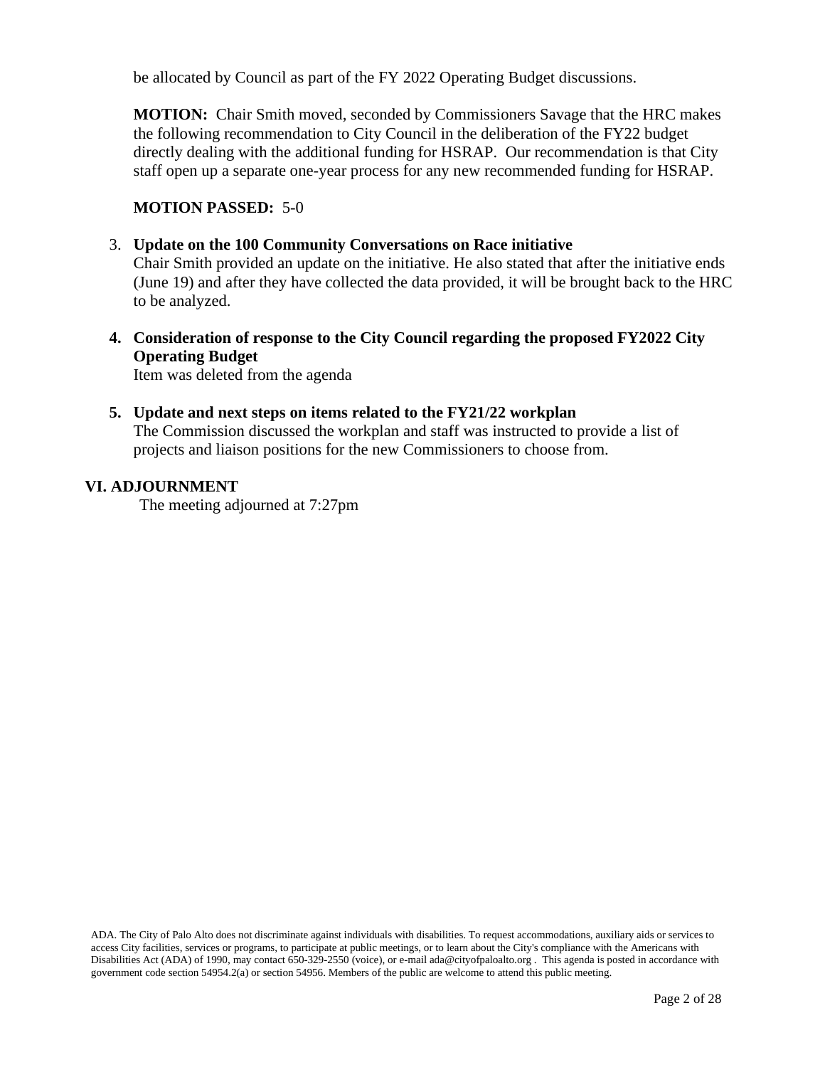be allocated by Council as part of the FY 2022 Operating Budget discussions.

**MOTION:** Chair Smith moved, seconded by Commissioners Savage that the HRC makes the following recommendation to City Council in the deliberation of the FY22 budget directly dealing with the additional funding for HSRAP. Our recommendation is that City staff open up a separate one-year process for any new recommended funding for HSRAP.

**MOTION PASSED:** 5-0

3. **Update on the 100 Community Conversations on Race initiative**
   Chair Smith provided an update on the initiative. He also stated that after the initiative ends (June 19) and after they have collected the data provided, it will be brought back to the HRC to be analyzed.

4. **Consideration of response to the City Council regarding the proposed FY2022 City Operating Budget**
   Item was deleted from the agenda

5. **Update and next steps on items related to the FY21/22 workplan**
   The Commission discussed the workplan and staff was instructed to provide a list of projects and liaison positions for the new Commissioners to choose from.

## VI. ADJOURNMENT

The meeting adjourned at 7:27pm

ADA. The City of Palo Alto does not discriminate against individuals with disabilities. To request accommodations, auxiliary aids or services to access City facilities, services or programs, to participate at public meetings, or to learn about the City's compliance with the Americans with Disabilities Act (ADA) of 1990, may contact 650-329-2550 (voice), or e-mail ada@cityofpaloalto.org . This agenda is posted in accordance with government code section 54954.2(a) or section 54956. Members of the public are welcome to attend this public meeting.